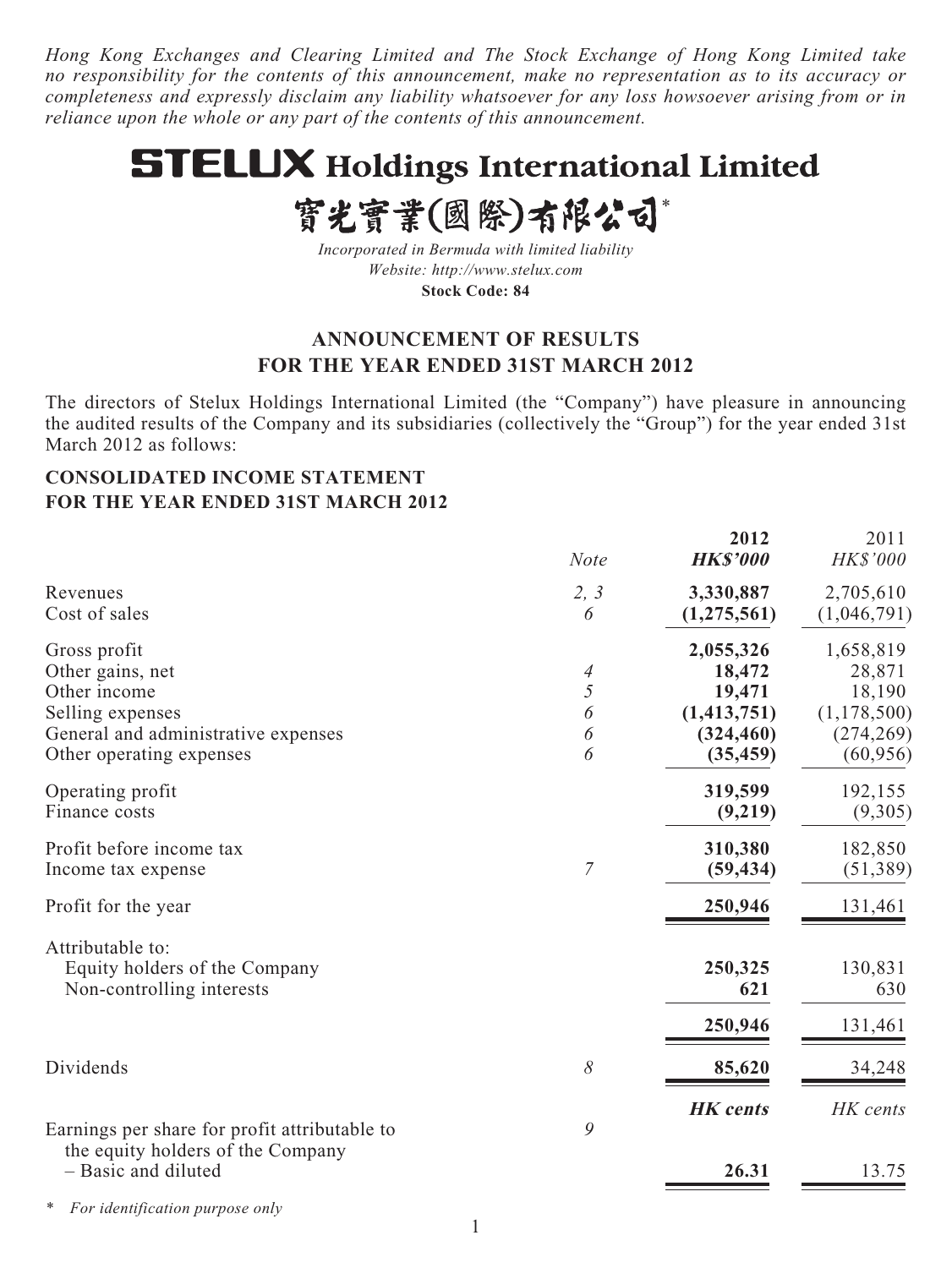*Hong Kong Exchanges and Clearing Limited and The Stock Exchange of Hong Kong Limited take no responsibility for the contents of this announcement, make no representation as to its accuracy or completeness and expressly disclaim any liability whatsoever for any loss howsoever arising from or in reliance upon the whole or any part of the contents of this announcement.*

# STELUX Holdings International Limited

# 寶光實業(國際)有限公司*

*Incorporated in Bermuda with limited liability*
*Website: http://www.stelux.com*
**Stock Code: 84**

## ANNOUNCEMENT OF RESULTS FOR THE YEAR ENDED 31ST MARCH 2012

The directors of Stelux Holdings International Limited (the "Company") have pleasure in announcing the audited results of the Company and its subsidiaries (collectively the "Group") for the year ended 31st March 2012 as follows:

### CONSOLIDATED INCOME STATEMENT FOR THE YEAR ENDED 31ST MARCH 2012

| | *Note* | **2012** | 2011 |
|---|---|---|---|
| | | ***HK$'000*** | *HK$'000* |
| Revenues | *2, 3* | **3,330,887** | 2,705,610 |
| Cost of sales | *6* | **(1,275,561)** | (1,046,791) |
| Gross profit | | **2,055,326** | 1,658,819 |
| Other gains, net | *4* | **18,472** | 28,871 |
| Other income | *5* | **19,471** | 18,190 |
| Selling expenses | *6* | **(1,413,751)** | (1,178,500) |
| General and administrative expenses | *6* | **(324,460)** | (274,269) |
| Other operating expenses | *6* | **(35,459)** | (60,956) |
| Operating profit | | **319,599** | 192,155 |
| Finance costs | | **(9,219)** | (9,305) |
| Profit before income tax | | **310,380** | 182,850 |
| Income tax expense | *7* | **(59,434)** | (51,389) |
| Profit for the year | | **250,946** | 131,461 |
| Attributable to: | | | |
| Equity holders of the Company | | **250,325** | 130,831 |
| Non-controlling interests | | **621** | 630 |
| | | **250,946** | 131,461 |
| Dividends | *8* | **85,620** | 34,248 |
| | | ***HK cents*** | *HK cents* |
| Earnings per share for profit attributable to the equity holders of the Company | *9* | | |
| – Basic and diluted | | **26.31** | 13.75 |

\* *For identification purpose only*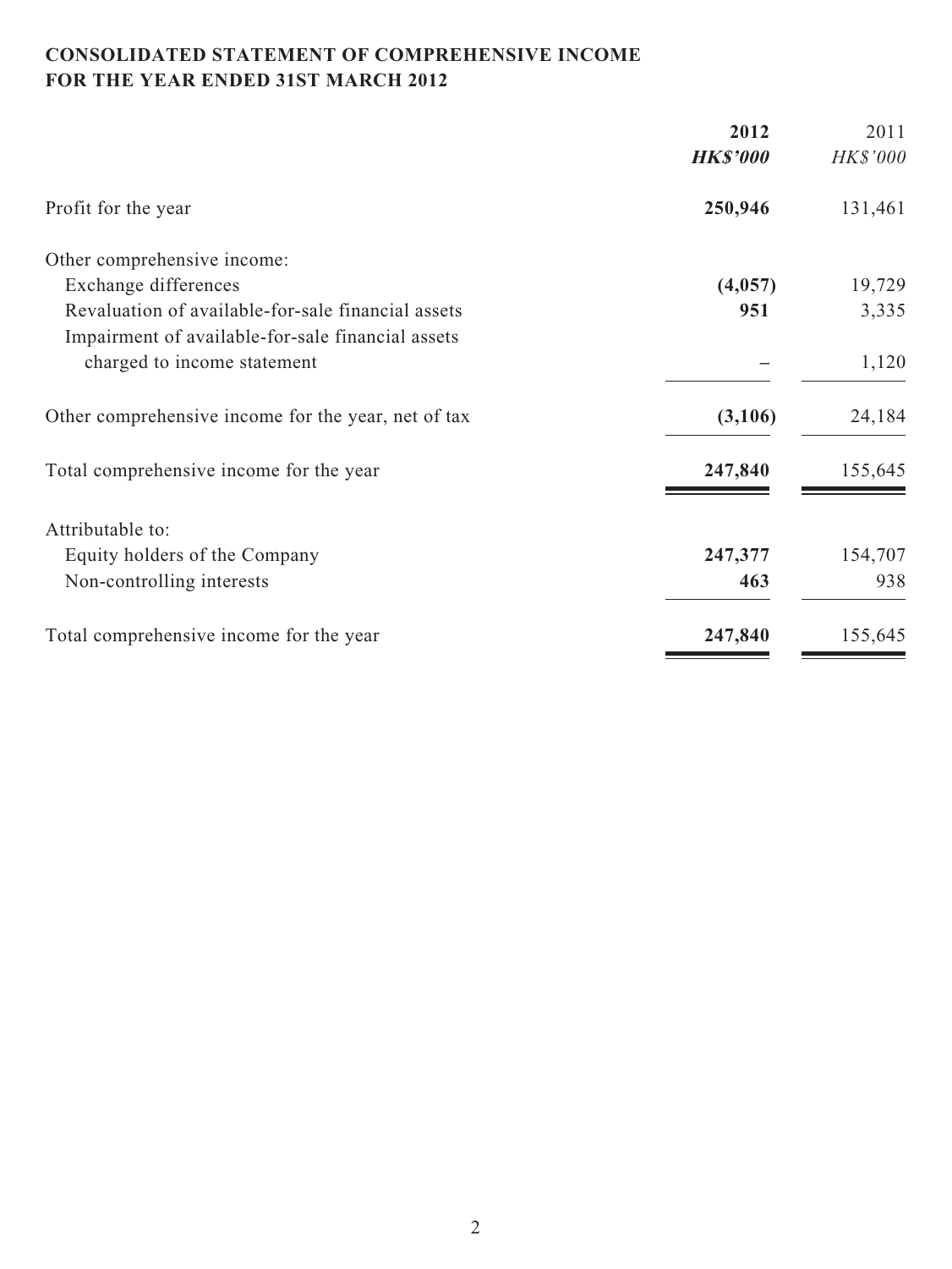**CONSOLIDATED STATEMENT OF COMPREHENSIVE INCOME**
**FOR THE YEAR ENDED 31ST MARCH 2012**

| | **2012** | 2011 |
|---|---|---|
| | ***HK$'000*** | *HK$'000* |
| Profit for the year | **250,946** | 131,461 |
| Other comprehensive income: | | |
| Exchange differences | **(4,057)** | 19,729 |
| Revaluation of available-for-sale financial assets | **951** | 3,335 |
| Impairment of available-for-sale financial assets charged to income statement | **–** | 1,120 |
| Other comprehensive income for the year, net of tax | **(3,106)** | 24,184 |
| Total comprehensive income for the year | **247,840** | 155,645 |
| Attributable to: | | |
| Equity holders of the Company | **247,377** | 154,707 |
| Non-controlling interests | **463** | 938 |
| Total comprehensive income for the year | **247,840** | 155,645 |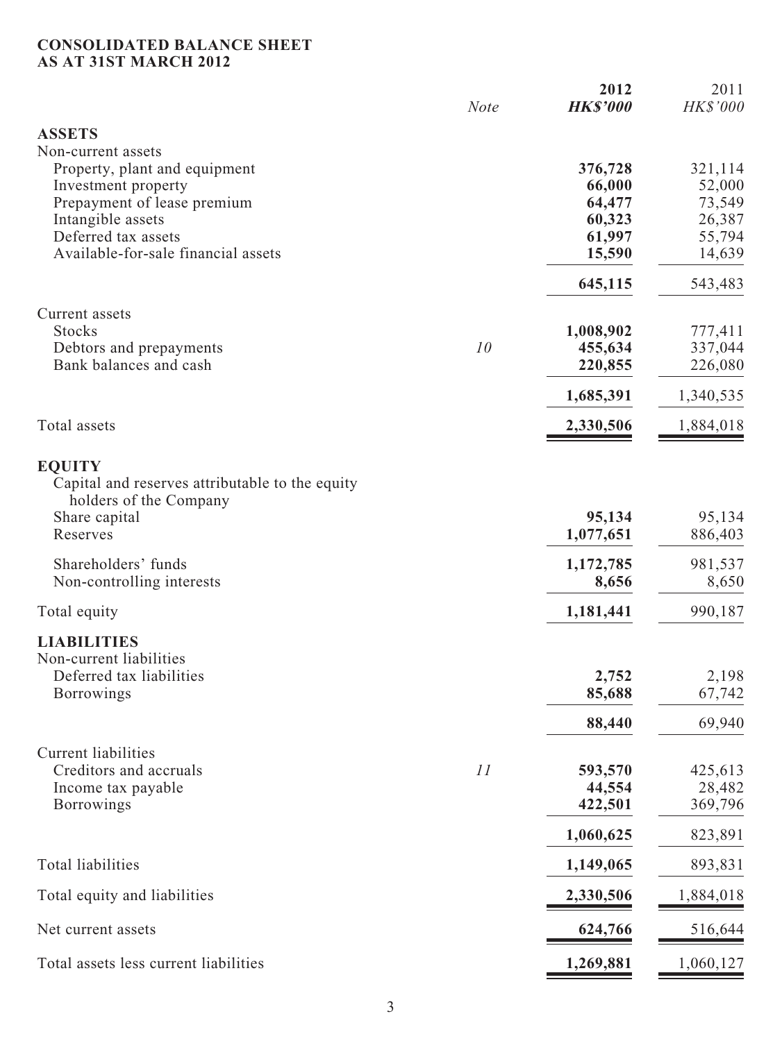**CONSOLIDATED BALANCE SHEET**
**AS AT 31ST MARCH 2012**

| | Note | 2012 HK$'000 | 2011 HK$'000 |
|---|---|---|---|
| **ASSETS** | | | |
| Non-current assets | | | |
| Property, plant and equipment | | **376,728** | 321,114 |
| Investment property | | **66,000** | 52,000 |
| Prepayment of lease premium | | **64,477** | 73,549 |
| Intangible assets | | **60,323** | 26,387 |
| Deferred tax assets | | **61,997** | 55,794 |
| Available-for-sale financial assets | | **15,590** | 14,639 |
| | | **645,115** | 543,483 |
| Current assets | | | |
| Stocks | | **1,008,902** | 777,411 |
| Debtors and prepayments | 10 | **455,634** | 337,044 |
| Bank balances and cash | | **220,855** | 226,080 |
| | | **1,685,391** | 1,340,535 |
| Total assets | | **2,330,506** | 1,884,018 |
| **EQUITY** | | | |
| Capital and reserves attributable to the equity holders of the Company | | | |
| Share capital | | **95,134** | 95,134 |
| Reserves | | **1,077,651** | 886,403 |
| Shareholders' funds | | **1,172,785** | 981,537 |
| Non-controlling interests | | **8,656** | 8,650 |
| Total equity | | **1,181,441** | 990,187 |
| **LIABILITIES** | | | |
| Non-current liabilities | | | |
| Deferred tax liabilities | | **2,752** | 2,198 |
| Borrowings | | **85,688** | 67,742 |
| | | **88,440** | 69,940 |
| Current liabilities | | | |
| Creditors and accruals | 11 | **593,570** | 425,613 |
| Income tax payable | | **44,554** | 28,482 |
| Borrowings | | **422,501** | 369,796 |
| | | **1,060,625** | 823,891 |
| Total liabilities | | **1,149,065** | 893,831 |
| Total equity and liabilities | | **2,330,506** | 1,884,018 |
| Net current assets | | **624,766** | 516,644 |
| Total assets less current liabilities | | **1,269,881** | 1,060,127 |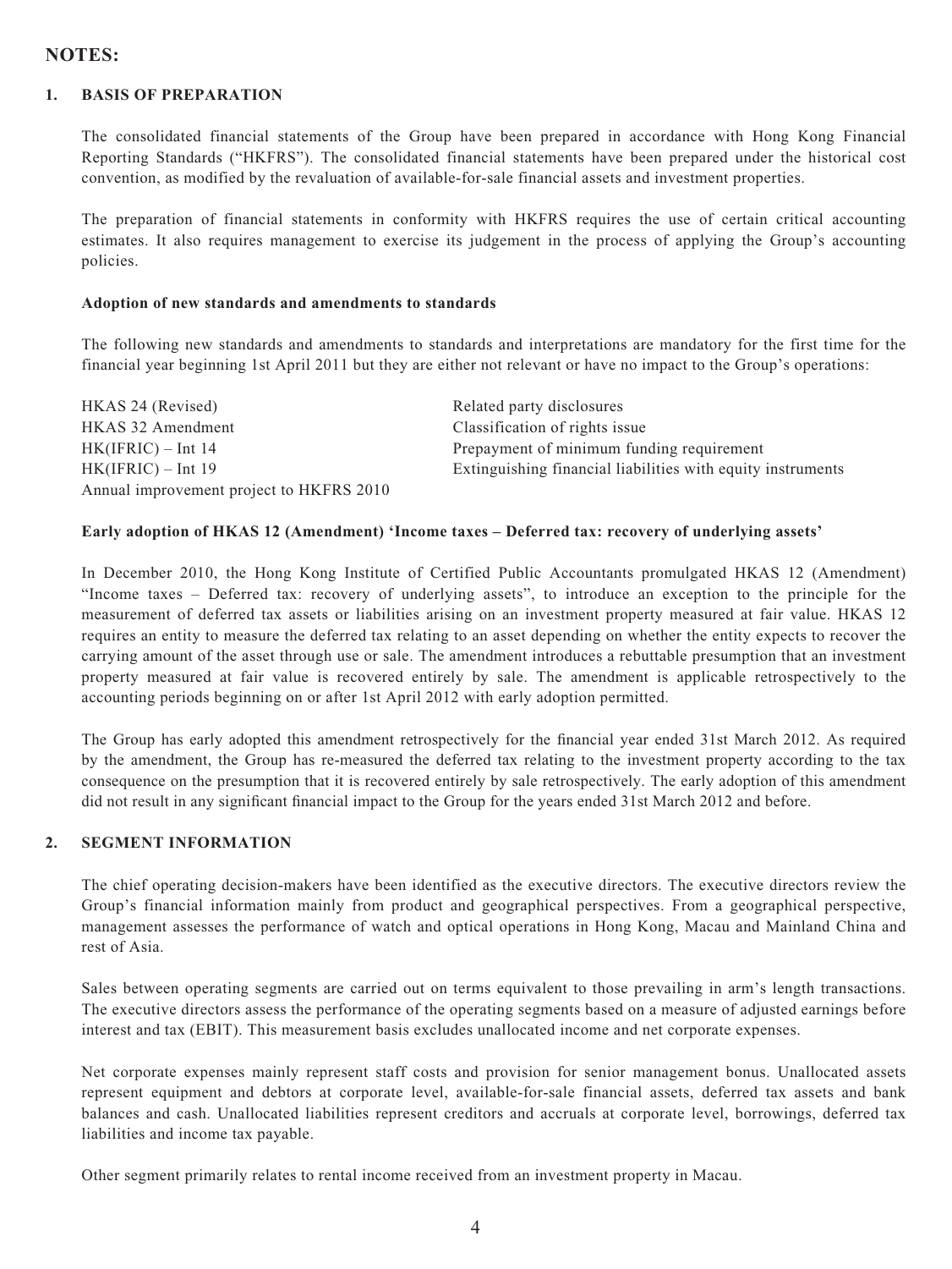## NOTES:

### 1. BASIS OF PREPARATION

The consolidated financial statements of the Group have been prepared in accordance with Hong Kong Financial Reporting Standards ("HKFRS"). The consolidated financial statements have been prepared under the historical cost convention, as modified by the revaluation of available-for-sale financial assets and investment properties.

The preparation of financial statements in conformity with HKFRS requires the use of certain critical accounting estimates. It also requires management to exercise its judgement in the process of applying the Group's accounting policies.

**Adoption of new standards and amendments to standards**

The following new standards and amendments to standards and interpretations are mandatory for the first time for the financial year beginning 1st April 2011 but they are either not relevant or have no impact to the Group's operations:

| | |
|---|---|
| HKAS 24 (Revised) | Related party disclosures |
| HKAS 32 Amendment | Classification of rights issue |
| HK(IFRIC) – Int 14 | Prepayment of minimum funding requirement |
| HK(IFRIC) – Int 19 | Extinguishing financial liabilities with equity instruments |
| Annual improvement project to HKFRS 2010 | |

**Early adoption of HKAS 12 (Amendment) 'Income taxes – Deferred tax: recovery of underlying assets'**

In December 2010, the Hong Kong Institute of Certified Public Accountants promulgated HKAS 12 (Amendment) "Income taxes – Deferred tax: recovery of underlying assets", to introduce an exception to the principle for the measurement of deferred tax assets or liabilities arising on an investment property measured at fair value. HKAS 12 requires an entity to measure the deferred tax relating to an asset depending on whether the entity expects to recover the carrying amount of the asset through use or sale. The amendment introduces a rebuttable presumption that an investment property measured at fair value is recovered entirely by sale. The amendment is applicable retrospectively to the accounting periods beginning on or after 1st April 2012 with early adoption permitted.

The Group has early adopted this amendment retrospectively for the financial year ended 31st March 2012. As required by the amendment, the Group has re-measured the deferred tax relating to the investment property according to the tax consequence on the presumption that it is recovered entirely by sale retrospectively. The early adoption of this amendment did not result in any significant financial impact to the Group for the years ended 31st March 2012 and before.

### 2. SEGMENT INFORMATION

The chief operating decision-makers have been identified as the executive directors. The executive directors review the Group's financial information mainly from product and geographical perspectives. From a geographical perspective, management assesses the performance of watch and optical operations in Hong Kong, Macau and Mainland China and rest of Asia.

Sales between operating segments are carried out on terms equivalent to those prevailing in arm's length transactions. The executive directors assess the performance of the operating segments based on a measure of adjusted earnings before interest and tax (EBIT). This measurement basis excludes unallocated income and net corporate expenses.

Net corporate expenses mainly represent staff costs and provision for senior management bonus. Unallocated assets represent equipment and debtors at corporate level, available-for-sale financial assets, deferred tax assets and bank balances and cash. Unallocated liabilities represent creditors and accruals at corporate level, borrowings, deferred tax liabilities and income tax payable.

Other segment primarily relates to rental income received from an investment property in Macau.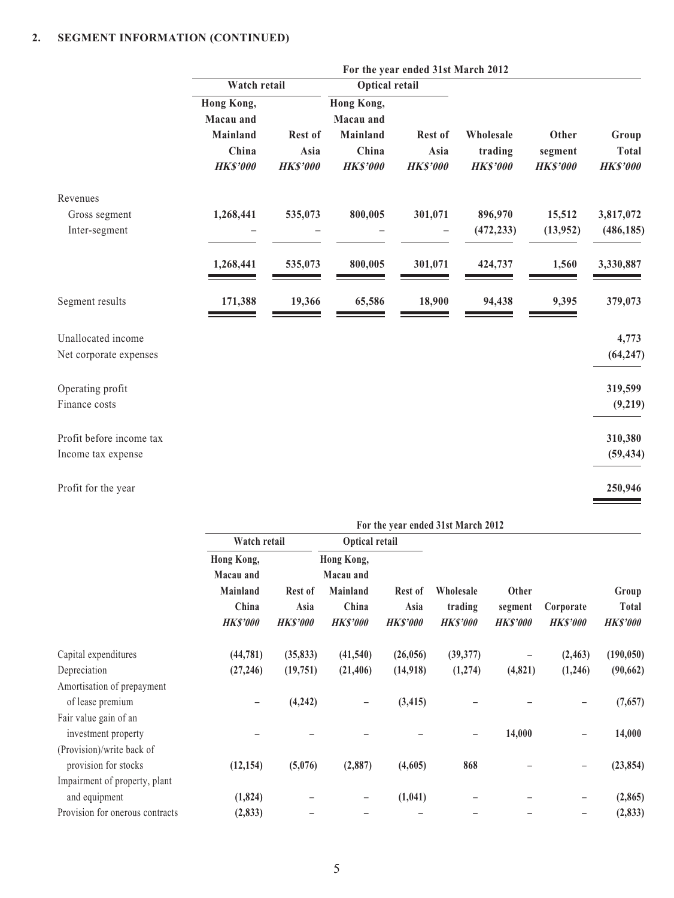## 2. SEGMENT INFORMATION (CONTINUED)

| | For the year ended 31st March 2012 | | | | | | |
|---|---|---|---|---|---|---|---|
| | Watch retail | | Optical retail | | | | |
| | Hong Kong, Macau and Mainland China | Rest of Asia | Hong Kong, Macau and Mainland China | Rest of Asia | Wholesale trading | Other segment | Group Total |
| | *HK$'000* | *HK$'000* | *HK$'000* | *HK$'000* | *HK$'000* | *HK$'000* | *HK$'000* |
| Revenues | | | | | | | |
| Gross segment | **1,268,441** | **535,073** | **800,005** | **301,071** | **896,970** | **15,512** | **3,817,072** |
| Inter-segment | – | – | – | – | **(472,233)** | **(13,952)** | **(486,185)** |
| | **1,268,441** | **535,073** | **800,005** | **301,071** | **424,737** | **1,560** | **3,330,887** |
| Segment results | **171,388** | **19,366** | **65,586** | **18,900** | **94,438** | **9,395** | **379,073** |
| Unallocated income | | | | | | | **4,773** |
| Net corporate expenses | | | | | | | **(64,247)** |
| Operating profit | | | | | | | **319,599** |
| Finance costs | | | | | | | **(9,219)** |
| Profit before income tax | | | | | | | **310,380** |
| Income tax expense | | | | | | | **(59,434)** |
| Profit for the year | | | | | | | **250,946** |

| | For the year ended 31st March 2012 | | | | | | | |
|---|---|---|---|---|---|---|---|---|
| | Watch retail | | Optical retail | | | | | |
| | Hong Kong, Macau and Mainland China | Rest of Asia | Hong Kong, Macau and Mainland China | Rest of Asia | Wholesale trading | Other segment | Corporate | Group Total |
| | *HK$'000* | *HK$'000* | *HK$'000* | *HK$'000* | *HK$'000* | *HK$'000* | *HK$'000* | *HK$'000* |
| Capital expenditures | **(44,781)** | **(35,833)** | **(41,540)** | **(26,056)** | **(39,377)** | – | **(2,463)** | **(190,050)** |
| Depreciation | **(27,246)** | **(19,751)** | **(21,406)** | **(14,918)** | **(1,274)** | **(4,821)** | **(1,246)** | **(90,662)** |
| Amortisation of prepayment of lease premium | – | **(4,242)** | – | **(3,415)** | – | – | – | **(7,657)** |
| Fair value gain of an investment property | – | – | – | – | – | **14,000** | – | **14,000** |
| (Provision)/write back of provision for stocks | **(12,154)** | **(5,076)** | **(2,887)** | **(4,605)** | **868** | – | – | **(23,854)** |
| Impairment of property, plant and equipment | **(1,824)** | – | – | **(1,041)** | – | – | – | **(2,865)** |
| Provision for onerous contracts | **(2,833)** | – | – | – | – | – | – | **(2,833)** |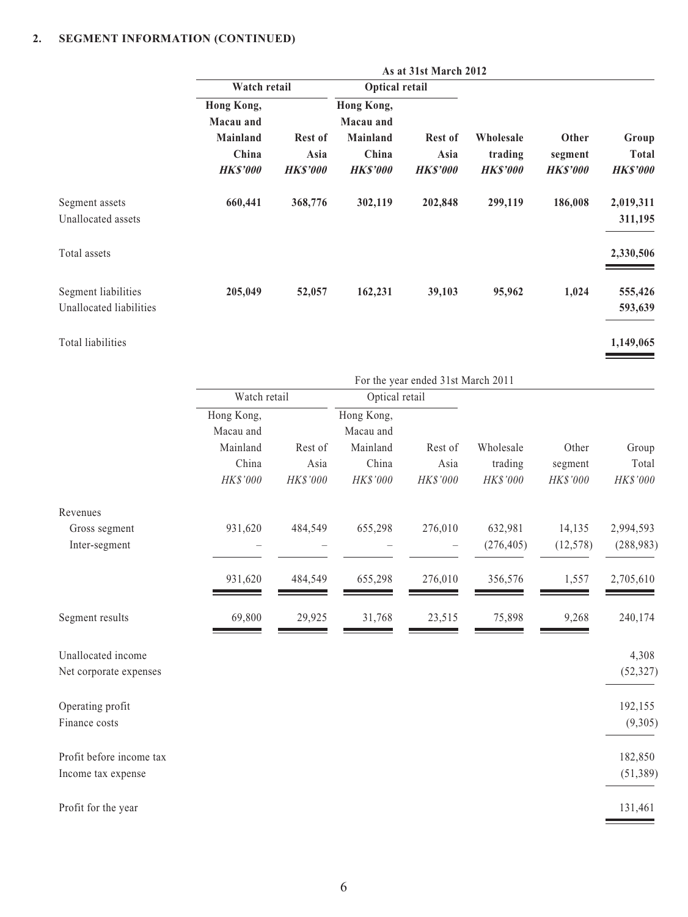## 2. SEGMENT INFORMATION (CONTINUED)

| | As at 31st March 2012 | | | | | | |
|---|---|---|---|---|---|---|---|
| | Watch retail | | Optical retail | | | | |
| | **Hong Kong, Macau and Mainland China** | **Rest of Asia** | **Hong Kong, Macau and Mainland China** | **Rest of Asia** | **Wholesale trading** | **Other segment** | **Group Total** |
| | ***HK$'000*** | ***HK$'000*** | ***HK$'000*** | ***HK$'000*** | ***HK$'000*** | ***HK$'000*** | ***HK$'000*** |
| Segment assets | **660,441** | **368,776** | **302,119** | **202,848** | **299,119** | **186,008** | **2,019,311** |
| Unallocated assets | | | | | | | **311,195** |
| Total assets | | | | | | | **2,330,506** |
| Segment liabilities | **205,049** | **52,057** | **162,231** | **39,103** | **95,962** | **1,024** | **555,426** |
| Unallocated liabilities | | | | | | | **593,639** |
| Total liabilities | | | | | | | **1,149,065** |

| | For the year ended 31st March 2011 | | | | | | |
|---|---|---|---|---|---|---|---|
| | Watch retail | | Optical retail | | | | |
| | Hong Kong, Macau and Mainland China | Rest of Asia | Hong Kong, Macau and Mainland China | Rest of Asia | Wholesale trading | Other segment | Group Total |
| | *HK$'000* | *HK$'000* | *HK$'000* | *HK$'000* | *HK$'000* | *HK$'000* | *HK$'000* |
| Revenues | | | | | | | |
| Gross segment | 931,620 | 484,549 | 655,298 | 276,010 | 632,981 | 14,135 | 2,994,593 |
| Inter-segment | – | – | – | – | (276,405) | (12,578) | (288,983) |
| | 931,620 | 484,549 | 655,298 | 276,010 | 356,576 | 1,557 | 2,705,610 |
| Segment results | 69,800 | 29,925 | 31,768 | 23,515 | 75,898 | 9,268 | 240,174 |
| Unallocated income | | | | | | | 4,308 |
| Net corporate expenses | | | | | | | (52,327) |
| Operating profit | | | | | | | 192,155 |
| Finance costs | | | | | | | (9,305) |
| Profit before income tax | | | | | | | 182,850 |
| Income tax expense | | | | | | | (51,389) |
| Profit for the year | | | | | | | 131,461 |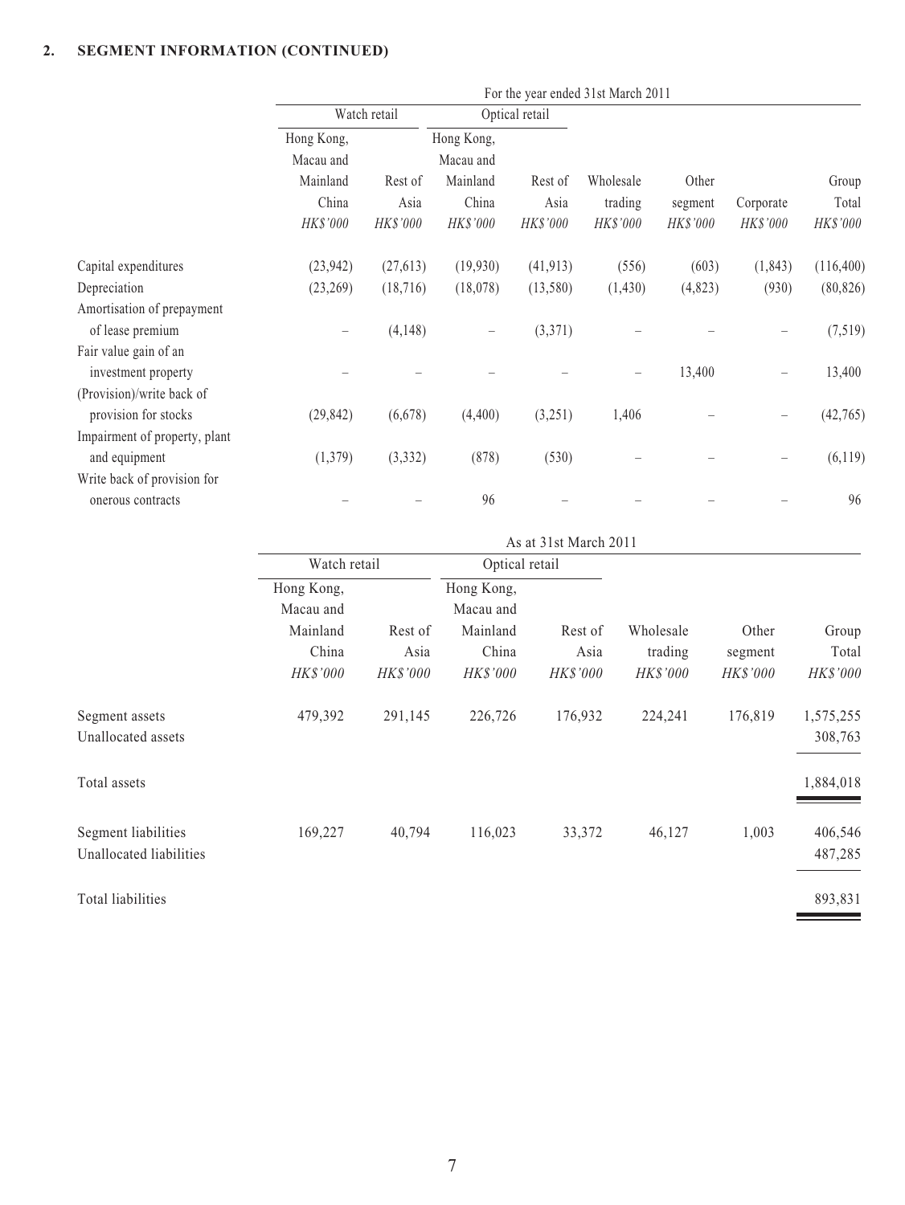**2. SEGMENT INFORMATION (CONTINUED)**

| | For the year ended 31st March 2011 | | | | | | | |
|---|---|---|---|---|---|---|---|---|
| | Watch retail | | Optical retail | | | | | |
| | Hong Kong, Macau and Mainland China | Rest of Asia | Hong Kong, Macau and Mainland China | Rest of Asia | Wholesale trading | Other segment | Corporate | Group Total |
| | *HK$'000* | *HK$'000* | *HK$'000* | *HK$'000* | *HK$'000* | *HK$'000* | *HK$'000* | *HK$'000* |
| Capital expenditures | (23,942) | (27,613) | (19,930) | (41,913) | (556) | (603) | (1,843) | (116,400) |
| Depreciation | (23,269) | (18,716) | (18,078) | (13,580) | (1,430) | (4,823) | (930) | (80,826) |
| Amortisation of prepayment of lease premium | – | (4,148) | – | (3,371) | – | – | – | (7,519) |
| Fair value gain of an investment property | – | – | – | – | – | 13,400 | – | 13,400 |
| (Provision)/write back of provision for stocks | (29,842) | (6,678) | (4,400) | (3,251) | 1,406 | – | – | (42,765) |
| Impairment of property, plant and equipment | (1,379) | (3,332) | (878) | (530) | – | – | – | (6,119) |
| Write back of provision for onerous contracts | – | – | 96 | – | – | – | – | 96 |

| | As at 31st March 2011 | | | | | | |
|---|---|---|---|---|---|---|---|
| | Watch retail | | Optical retail | | | | |
| | Hong Kong, Macau and Mainland China | Rest of Asia | Hong Kong, Macau and Mainland China | Rest of Asia | Wholesale trading | Other segment | Group Total |
| | *HK$'000* | *HK$'000* | *HK$'000* | *HK$'000* | *HK$'000* | *HK$'000* | *HK$'000* |
| Segment assets | 479,392 | 291,145 | 226,726 | 176,932 | 224,241 | 176,819 | 1,575,255 |
| Unallocated assets | | | | | | | 308,763 |
| Total assets | | | | | | | 1,884,018 |
| Segment liabilities | 169,227 | 40,794 | 116,023 | 33,372 | 46,127 | 1,003 | 406,546 |
| Unallocated liabilities | | | | | | | 487,285 |
| Total liabilities | | | | | | | 893,831 |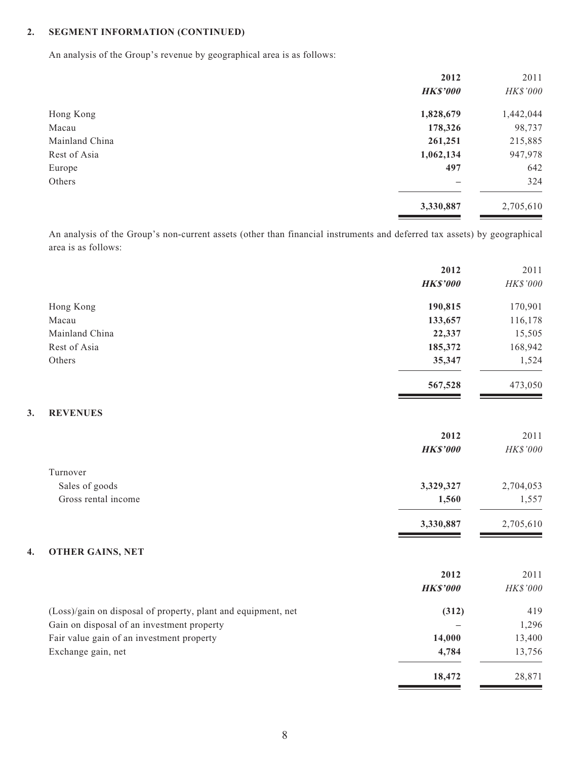## 2. SEGMENT INFORMATION (CONTINUED)

An analysis of the Group's revenue by geographical area is as follows:

| | 2012 | 2011 |
|---|---|---|
| | ***HK$'000*** | *HK$'000* |
| Hong Kong | **1,828,679** | 1,442,044 |
| Macau | **178,326** | 98,737 |
| Mainland China | **261,251** | 215,885 |
| Rest of Asia | **1,062,134** | 947,978 |
| Europe | **497** | 642 |
| Others | **–** | 324 |
| | **3,330,887** | 2,705,610 |

An analysis of the Group's non-current assets (other than financial instruments and deferred tax assets) by geographical area is as follows:

| | 2012 | 2011 |
|---|---|---|
| | ***HK$'000*** | *HK$'000* |
| Hong Kong | **190,815** | 170,901 |
| Macau | **133,657** | 116,178 |
| Mainland China | **22,337** | 15,505 |
| Rest of Asia | **185,372** | 168,942 |
| Others | **35,347** | 1,524 |
| | **567,528** | 473,050 |

## 3. REVENUES

| | 2012 | 2011 |
|---|---|---|
| | ***HK$'000*** | *HK$'000* |
| Turnover | | |
| Sales of goods | **3,329,327** | 2,704,053 |
| Gross rental income | **1,560** | 1,557 |
| | **3,330,887** | 2,705,610 |

## 4. OTHER GAINS, NET

| | 2012 | 2011 |
|---|---|---|
| | ***HK$'000*** | *HK$'000* |
| (Loss)/gain on disposal of property, plant and equipment, net | **(312)** | 419 |
| Gain on disposal of an investment property | **–** | 1,296 |
| Fair value gain of an investment property | **14,000** | 13,400 |
| Exchange gain, net | **4,784** | 13,756 |
| | **18,472** | 28,871 |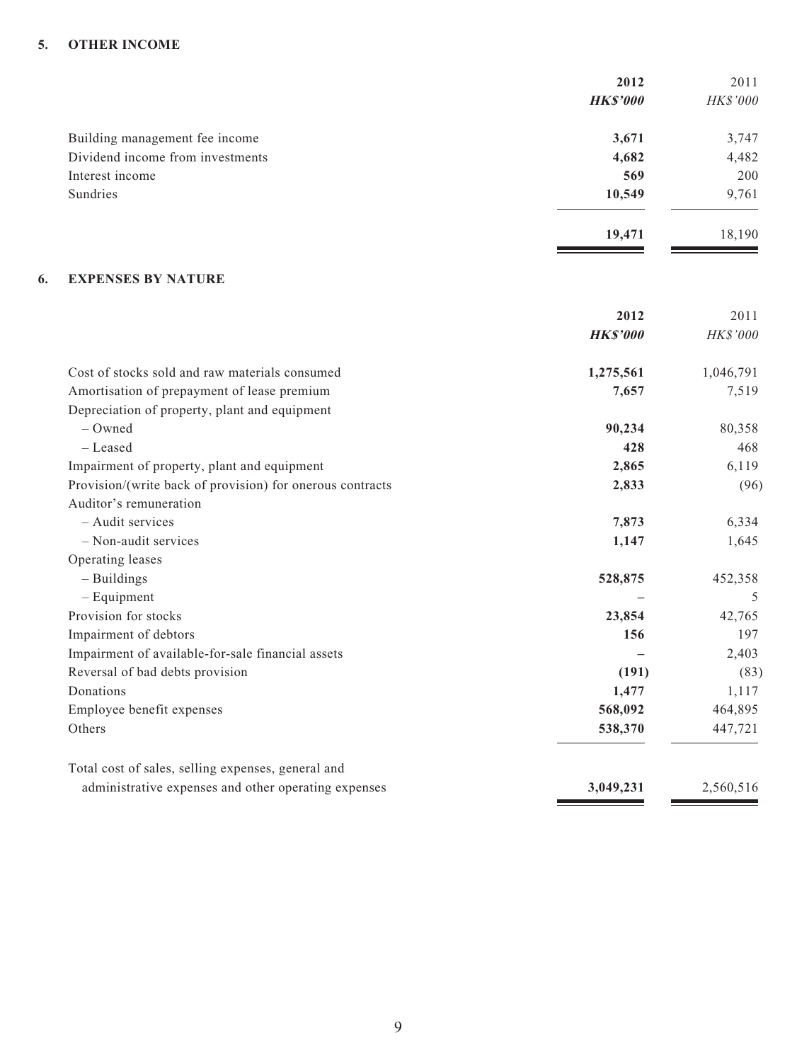## 5. OTHER INCOME

| | 2012 | 2011 |
|---|---|---|
| | ***HK$'000*** | *HK$'000* |
| Building management fee income | **3,671** | 3,747 |
| Dividend income from investments | **4,682** | 4,482 |
| Interest income | **569** | 200 |
| Sundries | **10,549** | 9,761 |
| | **19,471** | 18,190 |

## 6. EXPENSES BY NATURE

| | 2012 | 2011 |
|---|---|---|
| | ***HK$'000*** | *HK$'000* |
| Cost of stocks sold and raw materials consumed | **1,275,561** | 1,046,791 |
| Amortisation of prepayment of lease premium | **7,657** | 7,519 |
| Depreciation of property, plant and equipment | | |
| – Owned | **90,234** | 80,358 |
| – Leased | **428** | 468 |
| Impairment of property, plant and equipment | **2,865** | 6,119 |
| Provision/(write back of provision) for onerous contracts | **2,833** | (96) |
| Auditor's remuneration | | |
| – Audit services | **7,873** | 6,334 |
| – Non-audit services | **1,147** | 1,645 |
| Operating leases | | |
| – Buildings | **528,875** | 452,358 |
| – Equipment | **–** | 5 |
| Provision for stocks | **23,854** | 42,765 |
| Impairment of debtors | **156** | 197 |
| Impairment of available-for-sale financial assets | **–** | 2,403 |
| Reversal of bad debts provision | **(191)** | (83) |
| Donations | **1,477** | 1,117 |
| Employee benefit expenses | **568,092** | 464,895 |
| Others | **538,370** | 447,721 |
| Total cost of sales, selling expenses, general and administrative expenses and other operating expenses | **3,049,231** | 2,560,516 |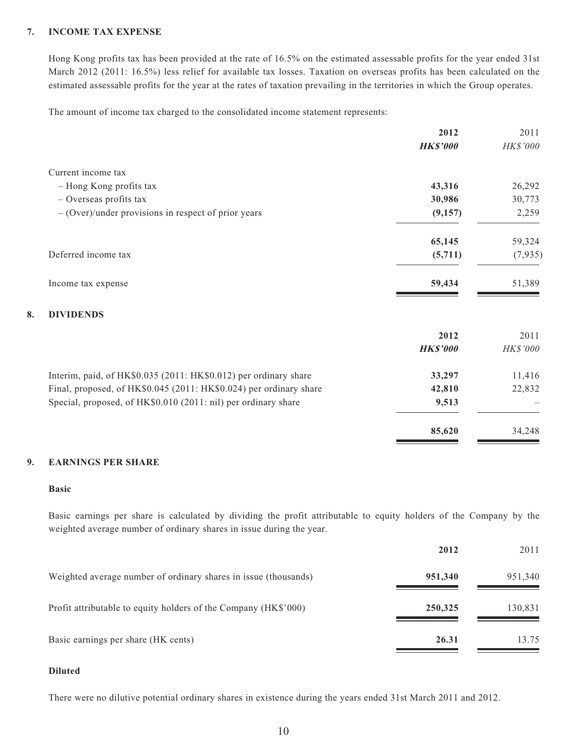## 7. INCOME TAX EXPENSE

Hong Kong profits tax has been provided at the rate of 16.5% on the estimated assessable profits for the year ended 31st March 2012 (2011: 16.5%) less relief for available tax losses. Taxation on overseas profits has been calculated on the estimated assessable profits for the year at the rates of taxation prevailing in the territories in which the Group operates.

The amount of income tax charged to the consolidated income statement represents:

| | **2012** | 2011 |
|---|---|---|
| | ***HK$'000*** | *HK$'000* |
| Current income tax | | |
| – Hong Kong profits tax | **43,316** | 26,292 |
| – Overseas profits tax | **30,986** | 30,773 |
| – (Over)/under provisions in respect of prior years | **(9,157)** | 2,259 |
| | **65,145** | 59,324 |
| Deferred income tax | **(5,711)** | (7,935) |
| Income tax expense | **59,434** | 51,389 |

## 8. DIVIDENDS

| | **2012** | 2011 |
|---|---|---|
| | ***HK$'000*** | *HK$'000* |
| Interim, paid, of HK$0.035 (2011: HK$0.012) per ordinary share | **33,297** | 11,416 |
| Final, proposed, of HK$0.045 (2011: HK$0.024) per ordinary share | **42,810** | 22,832 |
| Special, proposed, of HK$0.010 (2011: nil) per ordinary share | **9,513** | – |
| | **85,620** | 34,248 |

## 9. EARNINGS PER SHARE

**Basic**

Basic earnings per share is calculated by dividing the profit attributable to equity holders of the Company by the weighted average number of ordinary shares in issue during the year.

| | **2012** | 2011 |
|---|---|---|
| Weighted average number of ordinary shares in issue (thousands) | **951,340** | 951,340 |
| Profit attributable to equity holders of the Company (HK$'000) | **250,325** | 130,831 |
| Basic earnings per share (HK cents) | **26.31** | 13.75 |

**Diluted**

There were no dilutive potential ordinary shares in existence during the years ended 31st March 2011 and 2012.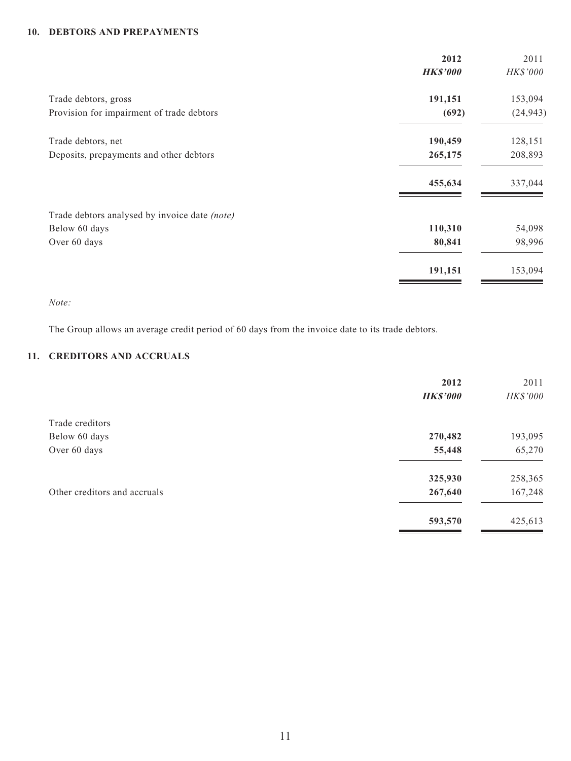## 10. DEBTORS AND PREPAYMENTS

| | **2012** | 2011 |
|---|---|---|
| | ***HK$'000*** | *HK$'000* |
| Trade debtors, gross | **191,151** | 153,094 |
| Provision for impairment of trade debtors | **(692)** | (24,943) |
| Trade debtors, net | **190,459** | 128,151 |
| Deposits, prepayments and other debtors | **265,175** | 208,893 |
| | **455,634** | 337,044 |
| Trade debtors analysed by invoice date *(note)* | | |
| Below 60 days | **110,310** | 54,098 |
| Over 60 days | **80,841** | 98,996 |
| | **191,151** | 153,094 |

*Note:*

The Group allows an average credit period of 60 days from the invoice date to its trade debtors.

## 11. CREDITORS AND ACCRUALS

| | **2012** | 2011 |
|---|---|---|
| | ***HK$'000*** | *HK$'000* |
| Trade creditors | | |
| Below 60 days | **270,482** | 193,095 |
| Over 60 days | **55,448** | 65,270 |
| | **325,930** | 258,365 |
| Other creditors and accruals | **267,640** | 167,248 |
| | **593,570** | 425,613 |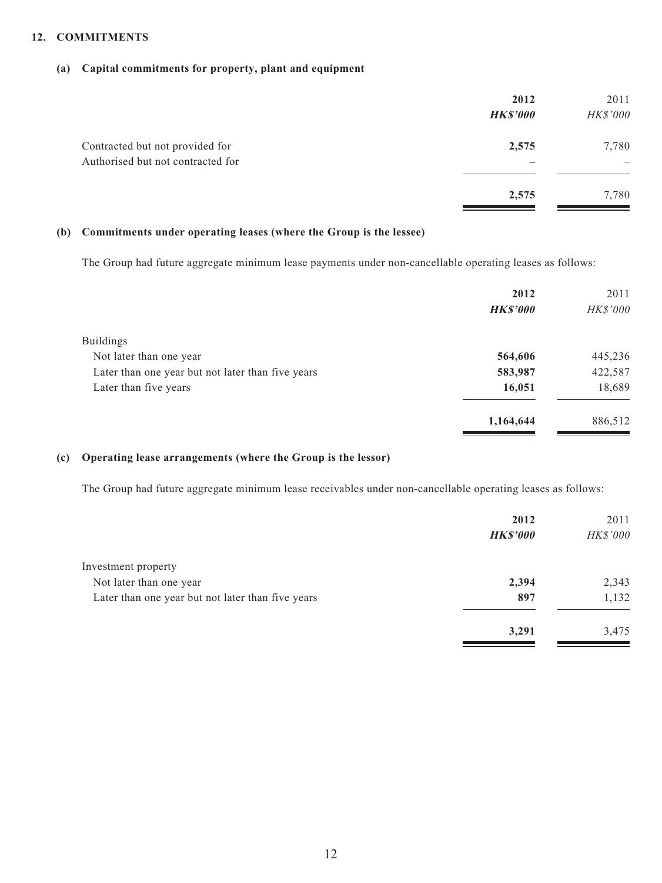## 12. COMMITMENTS

### (a) Capital commitments for property, plant and equipment

| | 2012 | 2011 |
|---|---|---|
| | ***HK$'000*** | *HK$'000* |
| Contracted but not provided for | **2,575** | 7,780 |
| Authorised but not contracted for | **–** | – |
| | **2,575** | 7,780 |

### (b) Commitments under operating leases (where the Group is the lessee)

The Group had future aggregate minimum lease payments under non-cancellable operating leases as follows:

| | 2012 | 2011 |
|---|---|---|
| | ***HK$'000*** | *HK$'000* |
| Buildings | | |
| Not later than one year | **564,606** | 445,236 |
| Later than one year but not later than five years | **583,987** | 422,587 |
| Later than five years | **16,051** | 18,689 |
| | **1,164,644** | 886,512 |

### (c) Operating lease arrangements (where the Group is the lessor)

The Group had future aggregate minimum lease receivables under non-cancellable operating leases as follows:

| | 2012 | 2011 |
|---|---|---|
| | ***HK$'000*** | *HK$'000* |
| Investment property | | |
| Not later than one year | **2,394** | 2,343 |
| Later than one year but not later than five years | **897** | 1,132 |
| | **3,291** | 3,475 |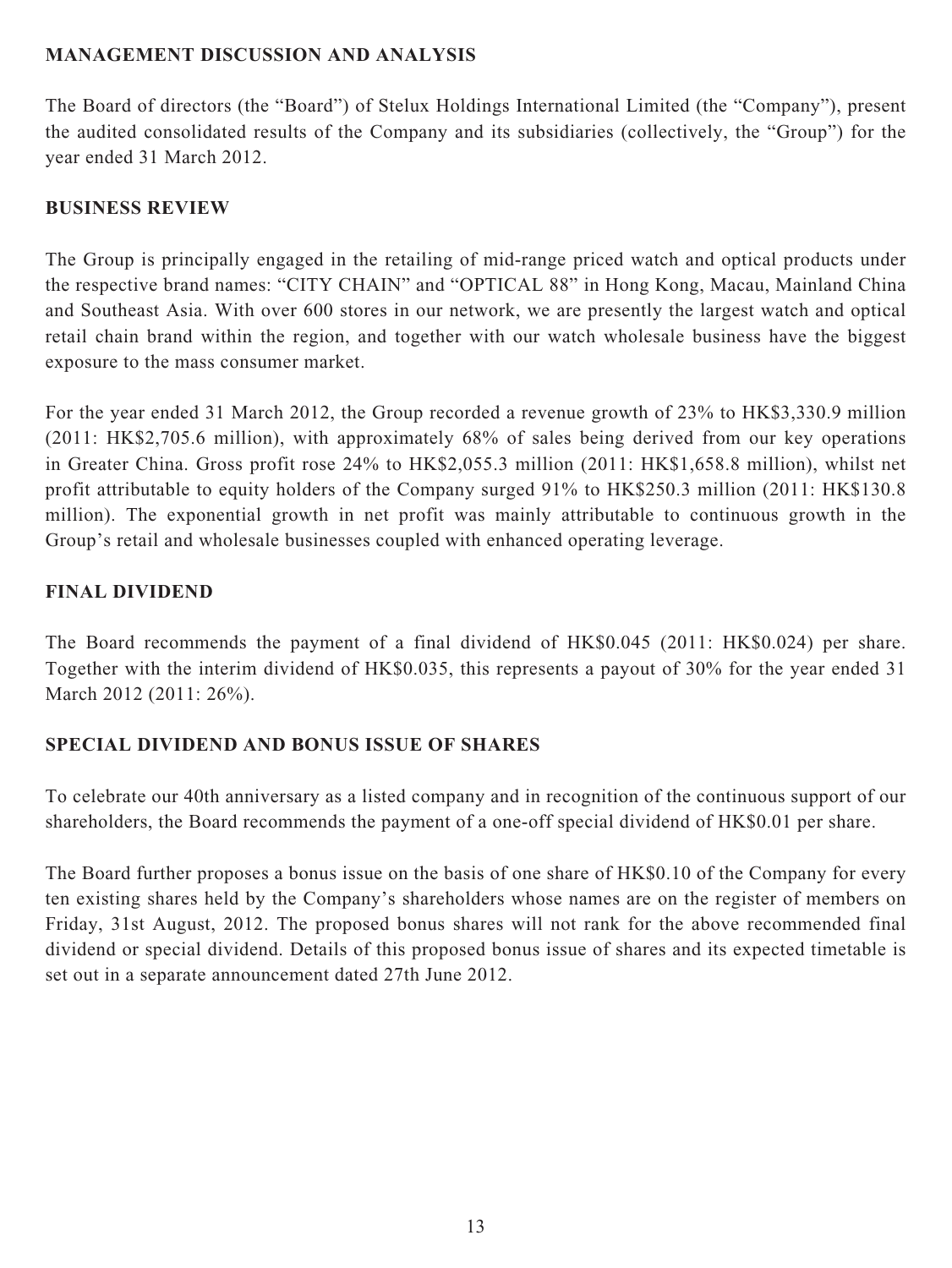## MANAGEMENT DISCUSSION AND ANALYSIS

The Board of directors (the "Board") of Stelux Holdings International Limited (the "Company"), present the audited consolidated results of the Company and its subsidiaries (collectively, the "Group") for the year ended 31 March 2012.

## BUSINESS REVIEW

The Group is principally engaged in the retailing of mid-range priced watch and optical products under the respective brand names: "CITY CHAIN" and "OPTICAL 88" in Hong Kong, Macau, Mainland China and Southeast Asia. With over 600 stores in our network, we are presently the largest watch and optical retail chain brand within the region, and together with our watch wholesale business have the biggest exposure to the mass consumer market.

For the year ended 31 March 2012, the Group recorded a revenue growth of 23% to HK$3,330.9 million (2011: HK$2,705.6 million), with approximately 68% of sales being derived from our key operations in Greater China. Gross profit rose 24% to HK$2,055.3 million (2011: HK$1,658.8 million), whilst net profit attributable to equity holders of the Company surged 91% to HK$250.3 million (2011: HK$130.8 million). The exponential growth in net profit was mainly attributable to continuous growth in the Group's retail and wholesale businesses coupled with enhanced operating leverage.

## FINAL DIVIDEND

The Board recommends the payment of a final dividend of HK$0.045 (2011: HK$0.024) per share. Together with the interim dividend of HK$0.035, this represents a payout of 30% for the year ended 31 March 2012 (2011: 26%).

## SPECIAL DIVIDEND AND BONUS ISSUE OF SHARES

To celebrate our 40th anniversary as a listed company and in recognition of the continuous support of our shareholders, the Board recommends the payment of a one-off special dividend of HK$0.01 per share.

The Board further proposes a bonus issue on the basis of one share of HK$0.10 of the Company for every ten existing shares held by the Company's shareholders whose names are on the register of members on Friday, 31st August, 2012. The proposed bonus shares will not rank for the above recommended final dividend or special dividend. Details of this proposed bonus issue of shares and its expected timetable is set out in a separate announcement dated 27th June 2012.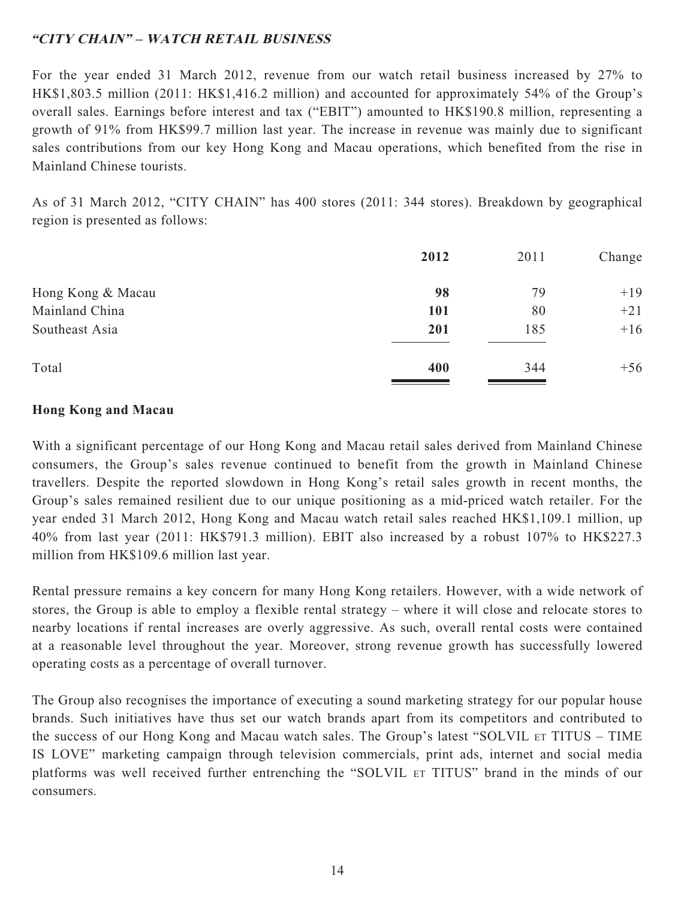### *"CITY CHAIN" – WATCH RETAIL BUSINESS*

For the year ended 31 March 2012, revenue from our watch retail business increased by 27% to HK$1,803.5 million (2011: HK$1,416.2 million) and accounted for approximately 54% of the Group's overall sales. Earnings before interest and tax ("EBIT") amounted to HK$190.8 million, representing a growth of 91% from HK$99.7 million last year. The increase in revenue was mainly due to significant sales contributions from our key Hong Kong and Macau operations, which benefited from the rise in Mainland Chinese tourists.

As of 31 March 2012, "CITY CHAIN" has 400 stores (2011: 344 stores). Breakdown by geographical region is presented as follows:

| | **2012** | 2011 | Change |
|---|---|---|---|
| Hong Kong & Macau | **98** | 79 | +19 |
| Mainland China | **101** | 80 | +21 |
| Southeast Asia | **201** | 185 | +16 |
| Total | **400** | 344 | +56 |

**Hong Kong and Macau**

With a significant percentage of our Hong Kong and Macau retail sales derived from Mainland Chinese consumers, the Group's sales revenue continued to benefit from the growth in Mainland Chinese travellers. Despite the reported slowdown in Hong Kong's retail sales growth in recent months, the Group's sales remained resilient due to our unique positioning as a mid-priced watch retailer. For the year ended 31 March 2012, Hong Kong and Macau watch retail sales reached HK$1,109.1 million, up 40% from last year (2011: HK$791.3 million). EBIT also increased by a robust 107% to HK$227.3 million from HK$109.6 million last year.

Rental pressure remains a key concern for many Hong Kong retailers. However, with a wide network of stores, the Group is able to employ a flexible rental strategy – where it will close and relocate stores to nearby locations if rental increases are overly aggressive. As such, overall rental costs were contained at a reasonable level throughout the year. Moreover, strong revenue growth has successfully lowered operating costs as a percentage of overall turnover.

The Group also recognises the importance of executing a sound marketing strategy for our popular house brands. Such initiatives have thus set our watch brands apart from its competitors and contributed to the success of our Hong Kong and Macau watch sales. The Group's latest "SOLVIL ET TITUS – TIME IS LOVE" marketing campaign through television commercials, print ads, internet and social media platforms was well received further entrenching the "SOLVIL ET TITUS" brand in the minds of our consumers.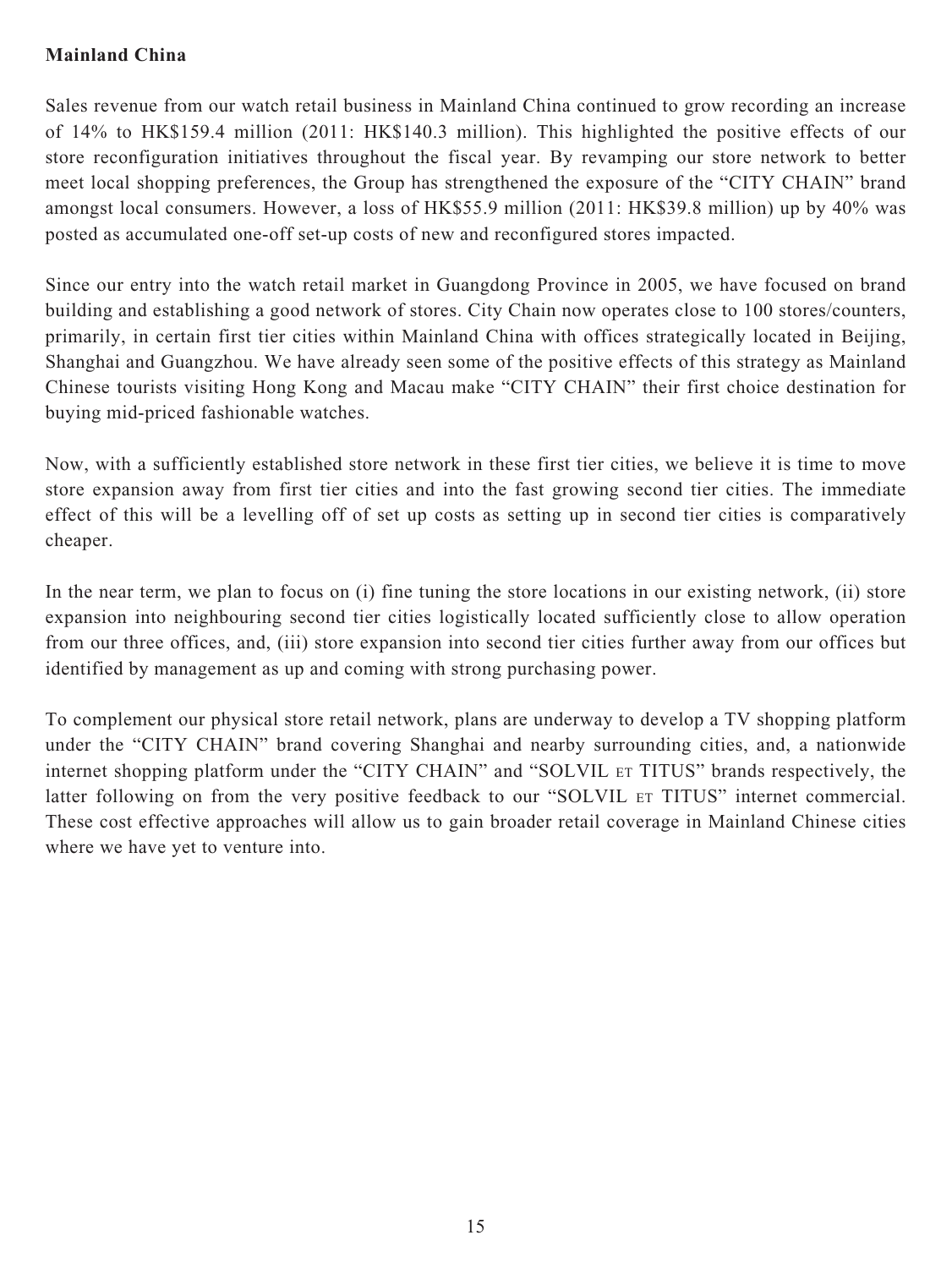**Mainland China**

Sales revenue from our watch retail business in Mainland China continued to grow recording an increase of 14% to HK$159.4 million (2011: HK$140.3 million). This highlighted the positive effects of our store reconfiguration initiatives throughout the fiscal year. By revamping our store network to better meet local shopping preferences, the Group has strengthened the exposure of the "CITY CHAIN" brand amongst local consumers. However, a loss of HK$55.9 million (2011: HK$39.8 million) up by 40% was posted as accumulated one-off set-up costs of new and reconfigured stores impacted.

Since our entry into the watch retail market in Guangdong Province in 2005, we have focused on brand building and establishing a good network of stores. City Chain now operates close to 100 stores/counters, primarily, in certain first tier cities within Mainland China with offices strategically located in Beijing, Shanghai and Guangzhou. We have already seen some of the positive effects of this strategy as Mainland Chinese tourists visiting Hong Kong and Macau make "CITY CHAIN" their first choice destination for buying mid-priced fashionable watches.

Now, with a sufficiently established store network in these first tier cities, we believe it is time to move store expansion away from first tier cities and into the fast growing second tier cities. The immediate effect of this will be a levelling off of set up costs as setting up in second tier cities is comparatively cheaper.

In the near term, we plan to focus on (i) fine tuning the store locations in our existing network, (ii) store expansion into neighbouring second tier cities logistically located sufficiently close to allow operation from our three offices, and, (iii) store expansion into second tier cities further away from our offices but identified by management as up and coming with strong purchasing power.

To complement our physical store retail network, plans are underway to develop a TV shopping platform under the "CITY CHAIN" brand covering Shanghai and nearby surrounding cities, and, a nationwide internet shopping platform under the "CITY CHAIN" and "SOLVIL ET TITUS" brands respectively, the latter following on from the very positive feedback to our "SOLVIL ET TITUS" internet commercial. These cost effective approaches will allow us to gain broader retail coverage in Mainland Chinese cities where we have yet to venture into.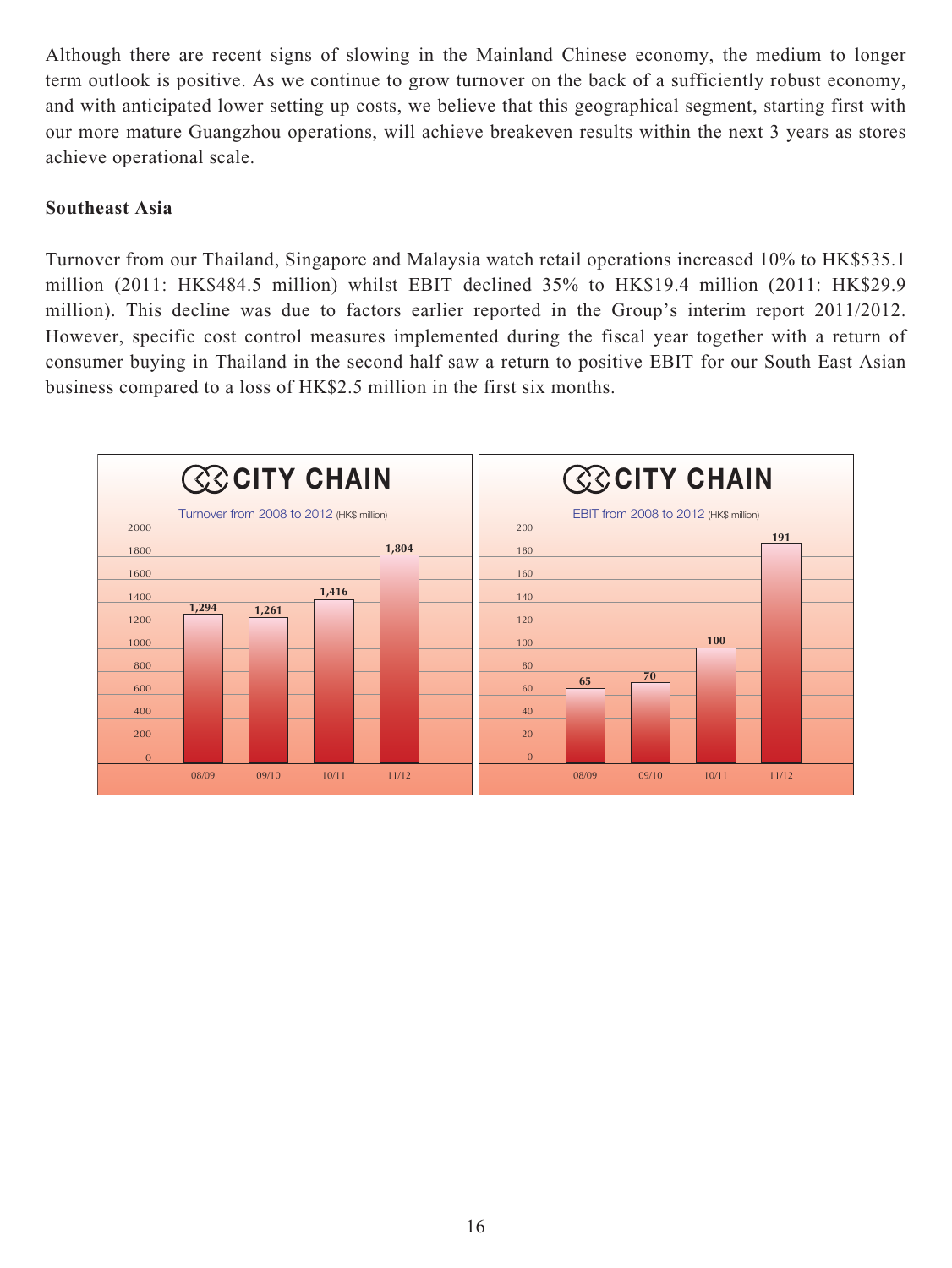Although there are recent signs of slowing in the Mainland Chinese economy, the medium to longer term outlook is positive. As we continue to grow turnover on the back of a sufficiently robust economy, and with anticipated lower setting up costs, we believe that this geographical segment, starting first with our more mature Guangzhou operations, will achieve breakeven results within the next 3 years as stores achieve operational scale.

**Southeast Asia**

Turnover from our Thailand, Singapore and Malaysia watch retail operations increased 10% to HK$535.1 million (2011: HK$484.5 million) whilst EBIT declined 35% to HK$19.4 million (2011: HK$29.9 million). This decline was due to factors earlier reported in the Group's interim report 2011/2012. However, specific cost control measures implemented during the fiscal year together with a return of consumer buying in Thailand in the second half saw a return to positive EBIT for our South East Asian business compared to a loss of HK$2.5 million in the first six months.

**CITY CHAIN**

Turnover from 2008 to 2012 (HK$ million)

| 08/09 | 09/10 | 10/11 | 11/12 |
|---|---|---|---|
| 1,294 | 1,261 | 1,416 | 1,804 |

**CITY CHAIN**

EBIT from 2008 to 2012 (HK$ million)

| 08/09 | 09/10 | 10/11 | 11/12 |
|---|---|---|---|
| 65 | 70 | 100 | 191 |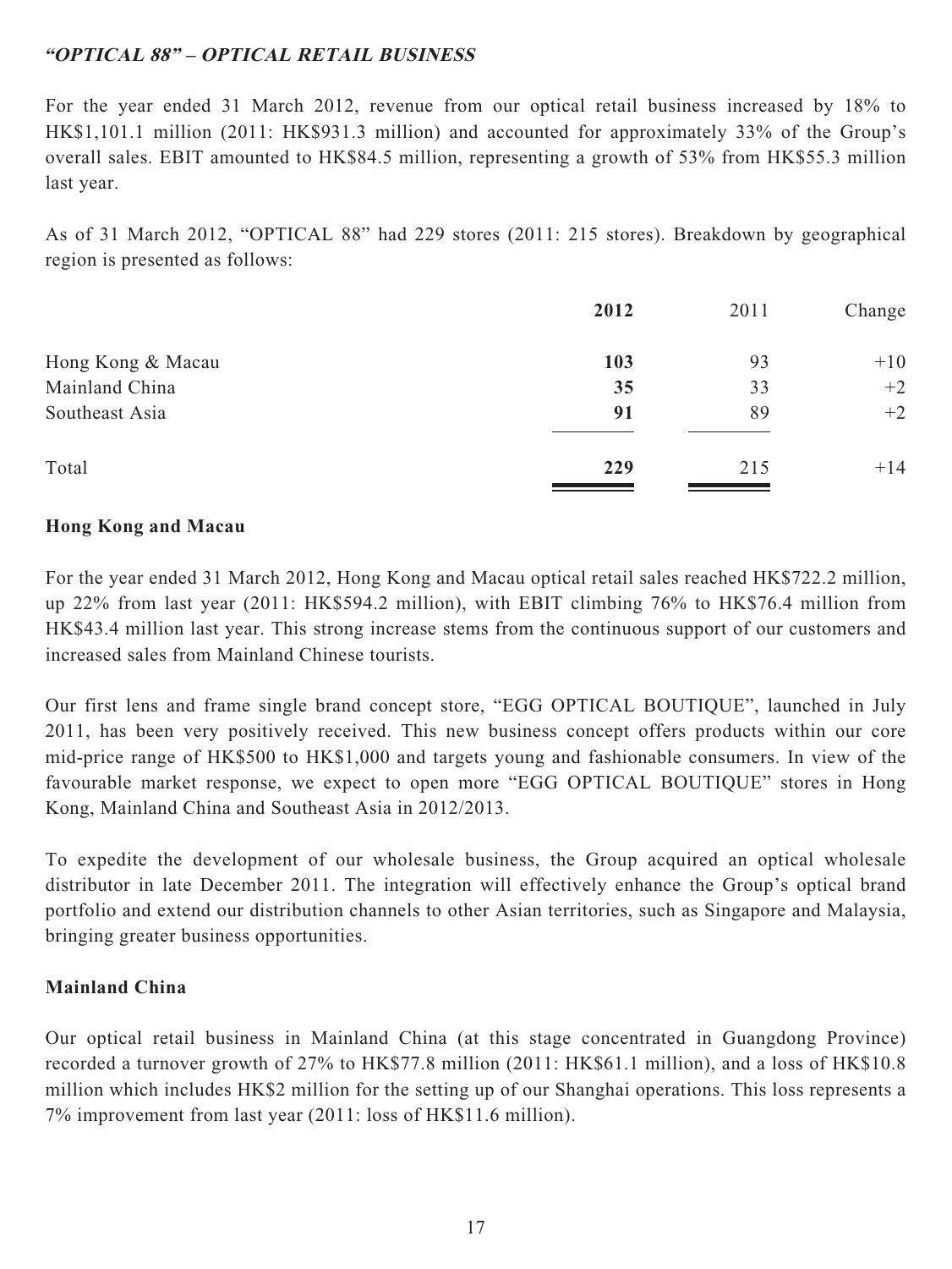### *"OPTICAL 88" – OPTICAL RETAIL BUSINESS*

For the year ended 31 March 2012, revenue from our optical retail business increased by 18% to HK$1,101.1 million (2011: HK$931.3 million) and accounted for approximately 33% of the Group's overall sales. EBIT amounted to HK$84.5 million, representing a growth of 53% from HK$55.3 million last year.

As of 31 March 2012, "OPTICAL 88" had 229 stores (2011: 215 stores). Breakdown by geographical region is presented as follows:

| | **2012** | 2011 | Change |
|---|---|---|---|
| Hong Kong & Macau | **103** | 93 | +10 |
| Mainland China | **35** | 33 | +2 |
| Southeast Asia | **91** | 89 | +2 |
| Total | **229** | 215 | +14 |

**Hong Kong and Macau**

For the year ended 31 March 2012, Hong Kong and Macau optical retail sales reached HK$722.2 million, up 22% from last year (2011: HK$594.2 million), with EBIT climbing 76% to HK$76.4 million from HK$43.4 million last year. This strong increase stems from the continuous support of our customers and increased sales from Mainland Chinese tourists.

Our first lens and frame single brand concept store, "EGG OPTICAL BOUTIQUE", launched in July 2011, has been very positively received. This new business concept offers products within our core mid-price range of HK$500 to HK$1,000 and targets young and fashionable consumers. In view of the favourable market response, we expect to open more "EGG OPTICAL BOUTIQUE" stores in Hong Kong, Mainland China and Southeast Asia in 2012/2013.

To expedite the development of our wholesale business, the Group acquired an optical wholesale distributor in late December 2011. The integration will effectively enhance the Group's optical brand portfolio and extend our distribution channels to other Asian territories, such as Singapore and Malaysia, bringing greater business opportunities.

**Mainland China**

Our optical retail business in Mainland China (at this stage concentrated in Guangdong Province) recorded a turnover growth of 27% to HK$77.8 million (2011: HK$61.1 million), and a loss of HK$10.8 million which includes HK$2 million for the setting up of our Shanghai operations. This loss represents a 7% improvement from last year (2011: loss of HK$11.6 million).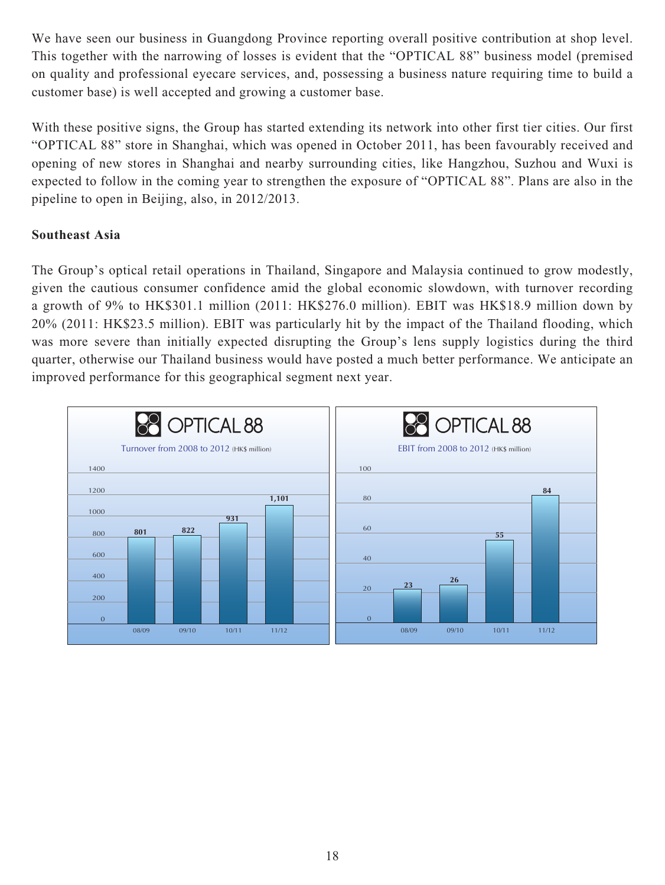We have seen our business in Guangdong Province reporting overall positive contribution at shop level. This together with the narrowing of losses is evident that the "OPTICAL 88" business model (premised on quality and professional eyecare services, and, possessing a business nature requiring time to build a customer base) is well accepted and growing a customer base.

With these positive signs, the Group has started extending its network into other first tier cities. Our first "OPTICAL 88" store in Shanghai, which was opened in October 2011, has been favourably received and opening of new stores in Shanghai and nearby surrounding cities, like Hangzhou, Suzhou and Wuxi is expected to follow in the coming year to strengthen the exposure of "OPTICAL 88". Plans are also in the pipeline to open in Beijing, also, in 2012/2013.

**Southeast Asia**

The Group's optical retail operations in Thailand, Singapore and Malaysia continued to grow modestly, given the cautious consumer confidence amid the global economic slowdown, with turnover recording a growth of 9% to HK$301.1 million (2011: HK$276.0 million). EBIT was HK$18.9 million down by 20% (2011: HK$23.5 million). EBIT was particularly hit by the impact of the Thailand flooding, which was more severe than initially expected disrupting the Group's lens supply logistics during the third quarter, otherwise our Thailand business would have posted a much better performance. We anticipate an improved performance for this geographical segment next year.

OPTICAL 88

Turnover from 2008 to 2012 (HK$ million)

| 08/09 | 09/10 | 10/11 | 11/12 |
|---|---|---|---|
| 801 | 822 | 931 | 1,101 |

OPTICAL 88

EBIT from 2008 to 2012 (HK$ million)

| 08/09 | 09/10 | 10/11 | 11/12 |
|---|---|---|---|
| 23 | 26 | 55 | 84 |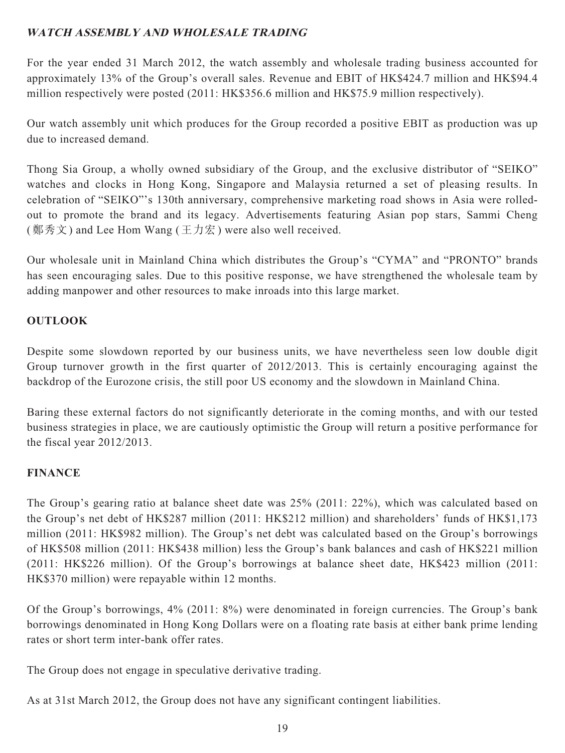## ***WATCH ASSEMBLY AND WHOLESALE TRADING***

For the year ended 31 March 2012, the watch assembly and wholesale trading business accounted for approximately 13% of the Group's overall sales. Revenue and EBIT of HK$424.7 million and HK$94.4 million respectively were posted (2011: HK$356.6 million and HK$75.9 million respectively).

Our watch assembly unit which produces for the Group recorded a positive EBIT as production was up due to increased demand.

Thong Sia Group, a wholly owned subsidiary of the Group, and the exclusive distributor of "SEIKO" watches and clocks in Hong Kong, Singapore and Malaysia returned a set of pleasing results. In celebration of "SEIKO"'s 130th anniversary, comprehensive marketing road shows in Asia were rolled-out to promote the brand and its legacy. Advertisements featuring Asian pop stars, Sammi Cheng (鄭秀文) and Lee Hom Wang (王力宏) were also well received.

Our wholesale unit in Mainland China which distributes the Group's "CYMA" and "PRONTO" brands has seen encouraging sales. Due to this positive response, we have strengthened the wholesale team by adding manpower and other resources to make inroads into this large market.

## **OUTLOOK**

Despite some slowdown reported by our business units, we have nevertheless seen low double digit Group turnover growth in the first quarter of 2012/2013. This is certainly encouraging against the backdrop of the Eurozone crisis, the still poor US economy and the slowdown in Mainland China.

Baring these external factors do not significantly deteriorate in the coming months, and with our tested business strategies in place, we are cautiously optimistic the Group will return a positive performance for the fiscal year 2012/2013.

## **FINANCE**

The Group's gearing ratio at balance sheet date was 25% (2011: 22%), which was calculated based on the Group's net debt of HK$287 million (2011: HK$212 million) and shareholders' funds of HK$1,173 million (2011: HK$982 million). The Group's net debt was calculated based on the Group's borrowings of HK$508 million (2011: HK$438 million) less the Group's bank balances and cash of HK$221 million (2011: HK$226 million). Of the Group's borrowings at balance sheet date, HK$423 million (2011: HK$370 million) were repayable within 12 months.

Of the Group's borrowings, 4% (2011: 8%) were denominated in foreign currencies. The Group's bank borrowings denominated in Hong Kong Dollars were on a floating rate basis at either bank prime lending rates or short term inter-bank offer rates.

The Group does not engage in speculative derivative trading.

As at 31st March 2012, the Group does not have any significant contingent liabilities.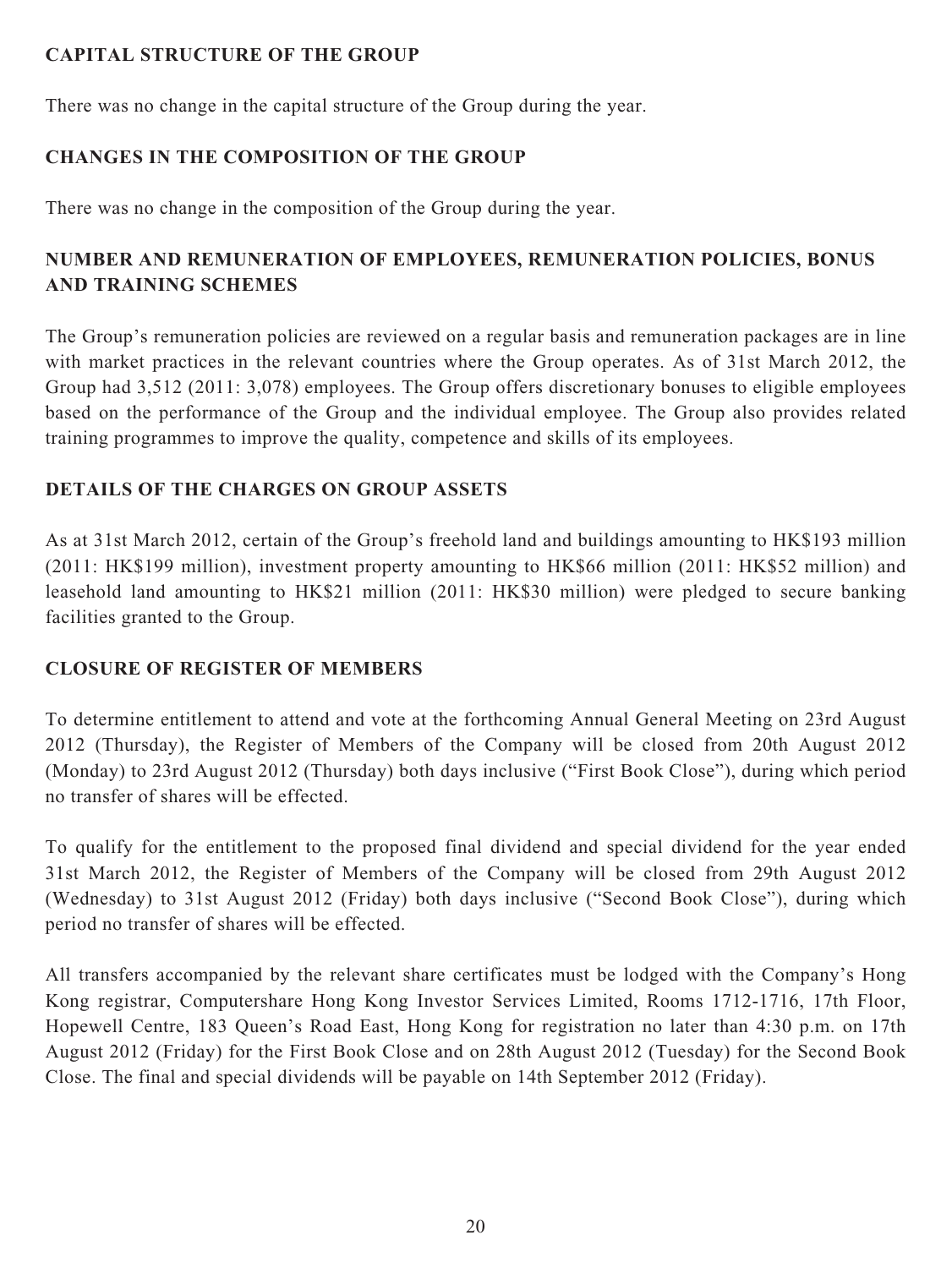## CAPITAL STRUCTURE OF THE GROUP

There was no change in the capital structure of the Group during the year.

## CHANGES IN THE COMPOSITION OF THE GROUP

There was no change in the composition of the Group during the year.

## NUMBER AND REMUNERATION OF EMPLOYEES, REMUNERATION POLICIES, BONUS AND TRAINING SCHEMES

The Group's remuneration policies are reviewed on a regular basis and remuneration packages are in line with market practices in the relevant countries where the Group operates. As of 31st March 2012, the Group had 3,512 (2011: 3,078) employees. The Group offers discretionary bonuses to eligible employees based on the performance of the Group and the individual employee. The Group also provides related training programmes to improve the quality, competence and skills of its employees.

## DETAILS OF THE CHARGES ON GROUP ASSETS

As at 31st March 2012, certain of the Group's freehold land and buildings amounting to HK$193 million (2011: HK$199 million), investment property amounting to HK$66 million (2011: HK$52 million) and leasehold land amounting to HK$21 million (2011: HK$30 million) were pledged to secure banking facilities granted to the Group.

## CLOSURE OF REGISTER OF MEMBERS

To determine entitlement to attend and vote at the forthcoming Annual General Meeting on 23rd August 2012 (Thursday), the Register of Members of the Company will be closed from 20th August 2012 (Monday) to 23rd August 2012 (Thursday) both days inclusive ("First Book Close"), during which period no transfer of shares will be effected.

To qualify for the entitlement to the proposed final dividend and special dividend for the year ended 31st March 2012, the Register of Members of the Company will be closed from 29th August 2012 (Wednesday) to 31st August 2012 (Friday) both days inclusive ("Second Book Close"), during which period no transfer of shares will be effected.

All transfers accompanied by the relevant share certificates must be lodged with the Company's Hong Kong registrar, Computershare Hong Kong Investor Services Limited, Rooms 1712-1716, 17th Floor, Hopewell Centre, 183 Queen's Road East, Hong Kong for registration no later than 4:30 p.m. on 17th August 2012 (Friday) for the First Book Close and on 28th August 2012 (Tuesday) for the Second Book Close. The final and special dividends will be payable on 14th September 2012 (Friday).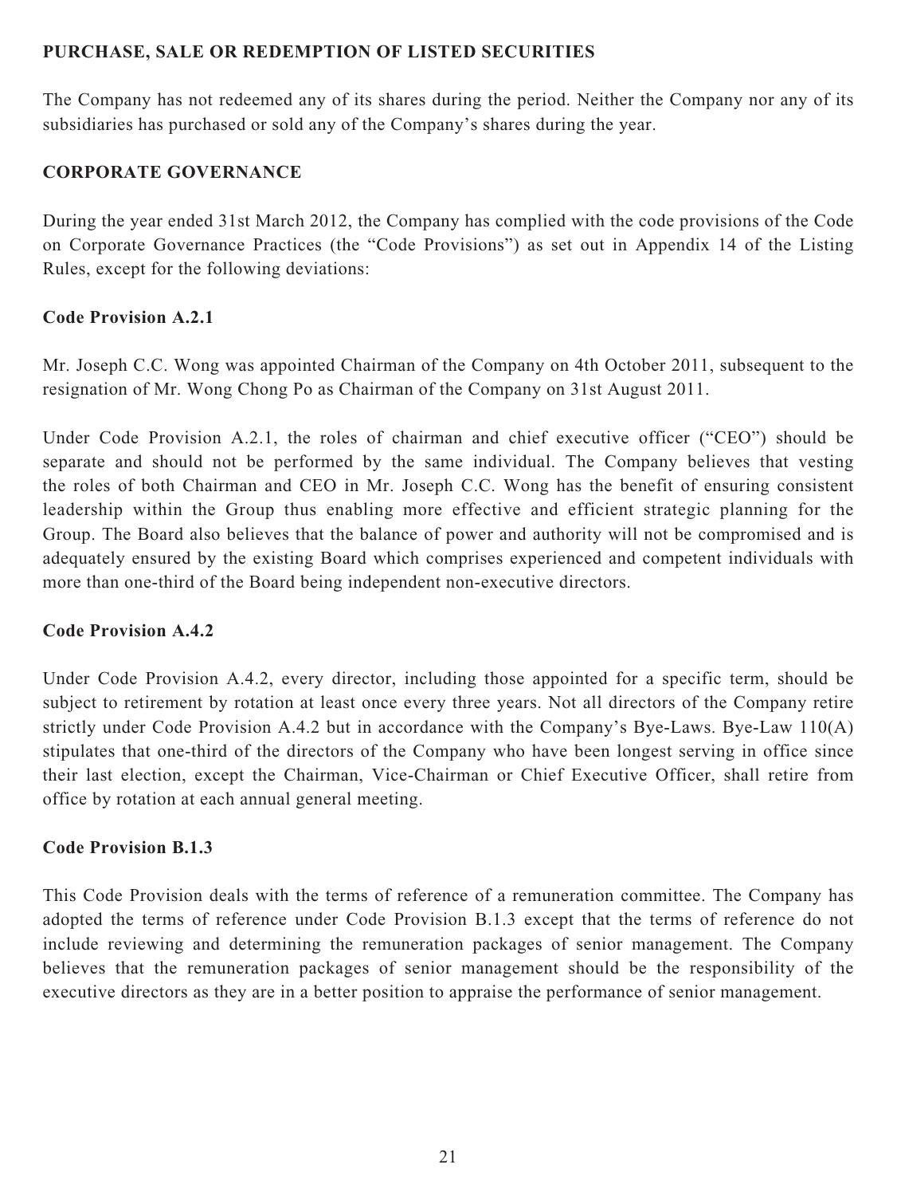## PURCHASE, SALE OR REDEMPTION OF LISTED SECURITIES

The Company has not redeemed any of its shares during the period. Neither the Company nor any of its subsidiaries has purchased or sold any of the Company's shares during the year.

## CORPORATE GOVERNANCE

During the year ended 31st March 2012, the Company has complied with the code provisions of the Code on Corporate Governance Practices (the "Code Provisions") as set out in Appendix 14 of the Listing Rules, except for the following deviations:

### Code Provision A.2.1

Mr. Joseph C.C. Wong was appointed Chairman of the Company on 4th October 2011, subsequent to the resignation of Mr. Wong Chong Po as Chairman of the Company on 31st August 2011.

Under Code Provision A.2.1, the roles of chairman and chief executive officer ("CEO") should be separate and should not be performed by the same individual. The Company believes that vesting the roles of both Chairman and CEO in Mr. Joseph C.C. Wong has the benefit of ensuring consistent leadership within the Group thus enabling more effective and efficient strategic planning for the Group. The Board also believes that the balance of power and authority will not be compromised and is adequately ensured by the existing Board which comprises experienced and competent individuals with more than one-third of the Board being independent non-executive directors.

### Code Provision A.4.2

Under Code Provision A.4.2, every director, including those appointed for a specific term, should be subject to retirement by rotation at least once every three years. Not all directors of the Company retire strictly under Code Provision A.4.2 but in accordance with the Company's Bye-Laws. Bye-Law 110(A) stipulates that one-third of the directors of the Company who have been longest serving in office since their last election, except the Chairman, Vice-Chairman or Chief Executive Officer, shall retire from office by rotation at each annual general meeting.

### Code Provision B.1.3

This Code Provision deals with the terms of reference of a remuneration committee. The Company has adopted the terms of reference under Code Provision B.1.3 except that the terms of reference do not include reviewing and determining the remuneration packages of senior management. The Company believes that the remuneration packages of senior management should be the responsibility of the executive directors as they are in a better position to appraise the performance of senior management.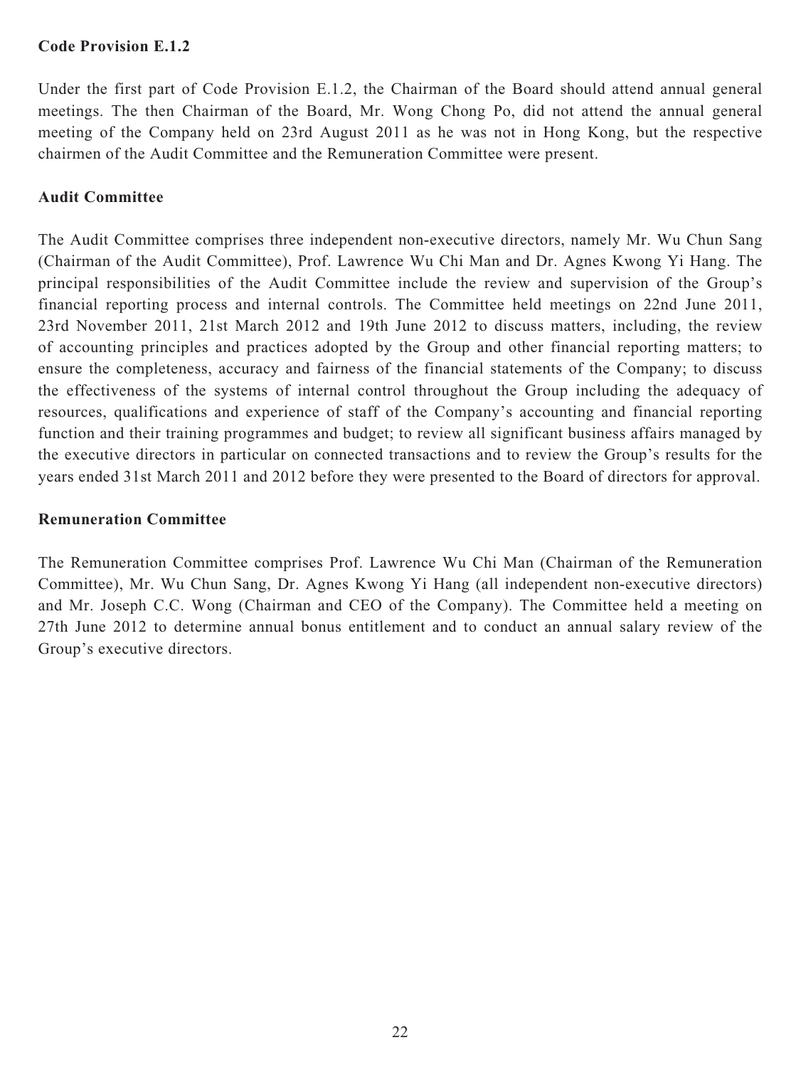**Code Provision E.1.2**

Under the first part of Code Provision E.1.2, the Chairman of the Board should attend annual general meetings. The then Chairman of the Board, Mr. Wong Chong Po, did not attend the annual general meeting of the Company held on 23rd August 2011 as he was not in Hong Kong, but the respective chairmen of the Audit Committee and the Remuneration Committee were present.

**Audit Committee**

The Audit Committee comprises three independent non-executive directors, namely Mr. Wu Chun Sang (Chairman of the Audit Committee), Prof. Lawrence Wu Chi Man and Dr. Agnes Kwong Yi Hang. The principal responsibilities of the Audit Committee include the review and supervision of the Group's financial reporting process and internal controls. The Committee held meetings on 22nd June 2011, 23rd November 2011, 21st March 2012 and 19th June 2012 to discuss matters, including, the review of accounting principles and practices adopted by the Group and other financial reporting matters; to ensure the completeness, accuracy and fairness of the financial statements of the Company; to discuss the effectiveness of the systems of internal control throughout the Group including the adequacy of resources, qualifications and experience of staff of the Company's accounting and financial reporting function and their training programmes and budget; to review all significant business affairs managed by the executive directors in particular on connected transactions and to review the Group's results for the years ended 31st March 2011 and 2012 before they were presented to the Board of directors for approval.

**Remuneration Committee**

The Remuneration Committee comprises Prof. Lawrence Wu Chi Man (Chairman of the Remuneration Committee), Mr. Wu Chun Sang, Dr. Agnes Kwong Yi Hang (all independent non-executive directors) and Mr. Joseph C.C. Wong (Chairman and CEO of the Company). The Committee held a meeting on 27th June 2012 to determine annual bonus entitlement and to conduct an annual salary review of the Group's executive directors.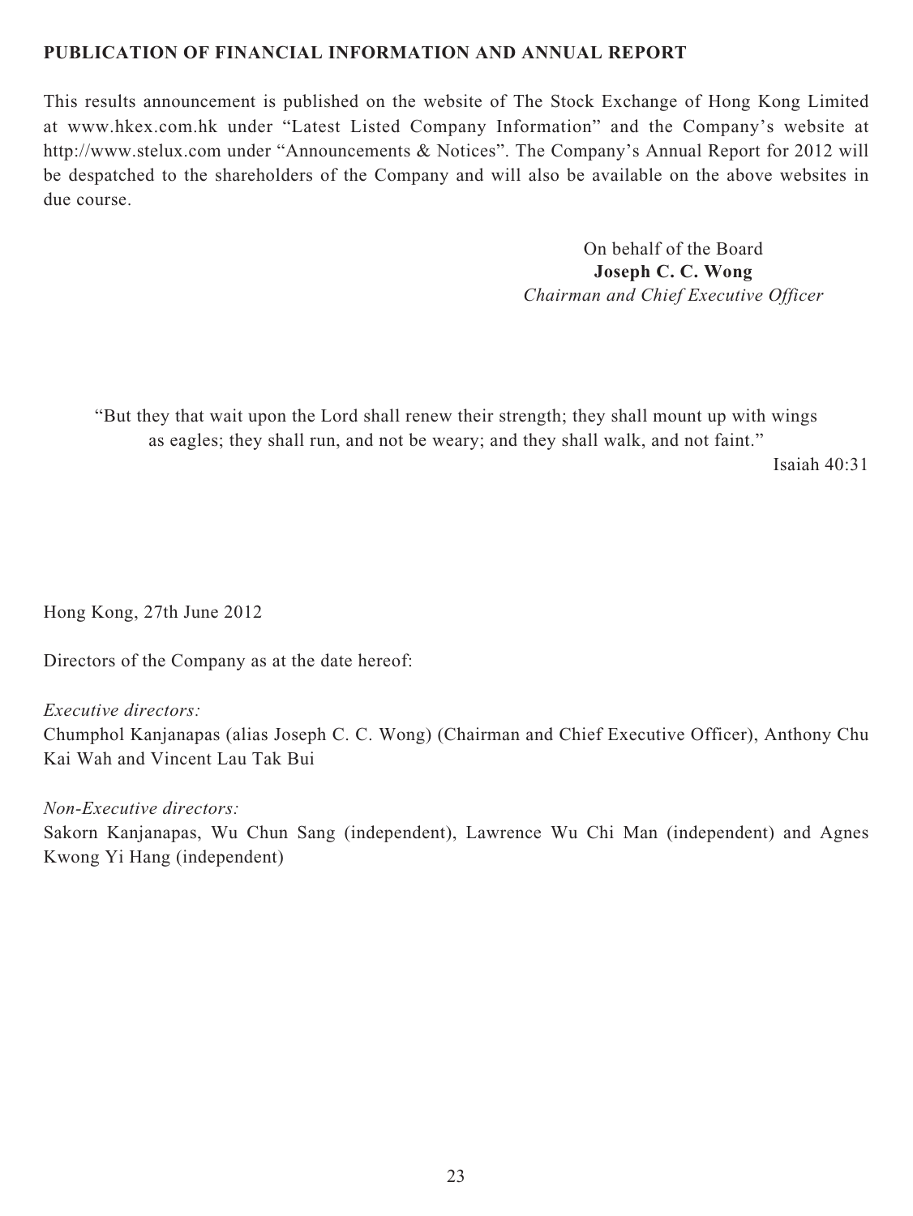**PUBLICATION OF FINANCIAL INFORMATION AND ANNUAL REPORT**

This results announcement is published on the website of The Stock Exchange of Hong Kong Limited at www.hkex.com.hk under "Latest Listed Company Information" and the Company's website at http://www.stelux.com under "Announcements & Notices". The Company's Annual Report for 2012 will be despatched to the shareholders of the Company and will also be available on the above websites in due course.

On behalf of the Board
**Joseph C. C. Wong**
*Chairman and Chief Executive Officer*

"But they that wait upon the Lord shall renew their strength; they shall mount up with wings as eagles; they shall run, and not be weary; and they shall walk, and not faint."

Isaiah 40:31

Hong Kong, 27th June 2012

Directors of the Company as at the date hereof:

*Executive directors:*
Chumphol Kanjanapas (alias Joseph C. C. Wong) (Chairman and Chief Executive Officer), Anthony Chu Kai Wah and Vincent Lau Tak Bui

*Non-Executive directors:*
Sakorn Kanjanapas, Wu Chun Sang (independent), Lawrence Wu Chi Man (independent) and Agnes Kwong Yi Hang (independent)